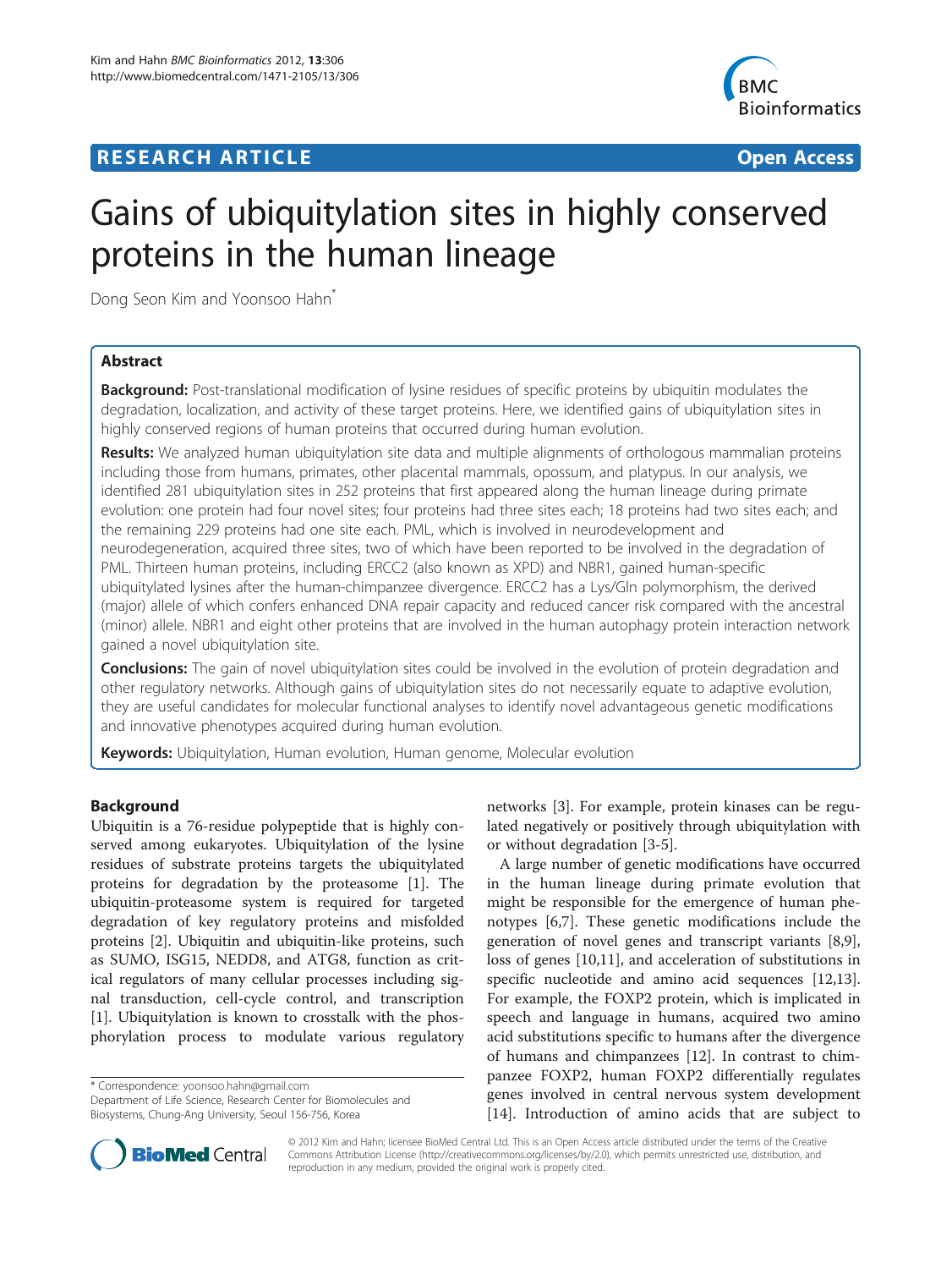**RESEARCH ARTICLE** **Open Access**

# Gains of ubiquitylation sites in highly conserved proteins in the human lineage

Dong Seon Kim and Yoonsoo Hahn*

## Abstract

**Background:** Post-translational modification of lysine residues of specific proteins by ubiquitin modulates the degradation, localization, and activity of these target proteins. Here, we identified gains of ubiquitylation sites in highly conserved regions of human proteins that occurred during human evolution.

**Results:** We analyzed human ubiquitylation site data and multiple alignments of orthologous mammalian proteins including those from humans, primates, other placental mammals, opossum, and platypus. In our analysis, we identified 281 ubiquitylation sites in 252 proteins that first appeared along the human lineage during primate evolution: one protein had four novel sites; four proteins had three sites each; 18 proteins had two sites each; and the remaining 229 proteins had one site each. PML, which is involved in neurodevelopment and neurodegeneration, acquired three sites, two of which have been reported to be involved in the degradation of PML. Thirteen human proteins, including ERCC2 (also known as XPD) and NBR1, gained human-specific ubiquitylated lysines after the human-chimpanzee divergence. ERCC2 has a Lys/Gln polymorphism, the derived (major) allele of which confers enhanced DNA repair capacity and reduced cancer risk compared with the ancestral (minor) allele. NBR1 and eight other proteins that are involved in the human autophagy protein interaction network gained a novel ubiquitylation site.

**Conclusions:** The gain of novel ubiquitylation sites could be involved in the evolution of protein degradation and other regulatory networks. Although gains of ubiquitylation sites do not necessarily equate to adaptive evolution, they are useful candidates for molecular functional analyses to identify novel advantageous genetic modifications and innovative phenotypes acquired during human evolution.

**Keywords:** Ubiquitylation, Human evolution, Human genome, Molecular evolution

## Background

Ubiquitin is a 76-residue polypeptide that is highly conserved among eukaryotes. Ubiquitylation of the lysine residues of substrate proteins targets the ubiquitylated proteins for degradation by the proteasome [1]. The ubiquitin-proteasome system is required for targeted degradation of key regulatory proteins and misfolded proteins [2]. Ubiquitin and ubiquitin-like proteins, such as SUMO, ISG15, NEDD8, and ATG8, function as critical regulators of many cellular processes including signal transduction, cell-cycle control, and transcription [1]. Ubiquitylation is known to crosstalk with the phosphorylation process to modulate various regulatory networks [3]. For example, protein kinases can be regulated negatively or positively through ubiquitylation with or without degradation [3-5].

A large number of genetic modifications have occurred in the human lineage during primate evolution that might be responsible for the emergence of human phenotypes [6,7]. These genetic modifications include the generation of novel genes and transcript variants [8,9], loss of genes [10,11], and acceleration of substitutions in specific nucleotide and amino acid sequences [12,13]. For example, the FOXP2 protein, which is implicated in speech and language in humans, acquired two amino acid substitutions specific to humans after the divergence of humans and chimpanzees [12]. In contrast to chimpanzee FOXP2, human FOXP2 differentially regulates genes involved in central nervous system development [14]. Introduction of amino acids that are subject to

\* Correspondence: yoonsoo.hahn@gmail.com
Department of Life Science, Research Center for Biomolecules and Biosystems, Chung-Ang University, Seoul 156-756, Korea

© 2012 Kim and Hahn; licensee BioMed Central Ltd. This is an Open Access article distributed under the terms of the Creative Commons Attribution License (http://creativecommons.org/licenses/by/2.0), which permits unrestricted use, distribution, and reproduction in any medium, provided the original work is properly cited.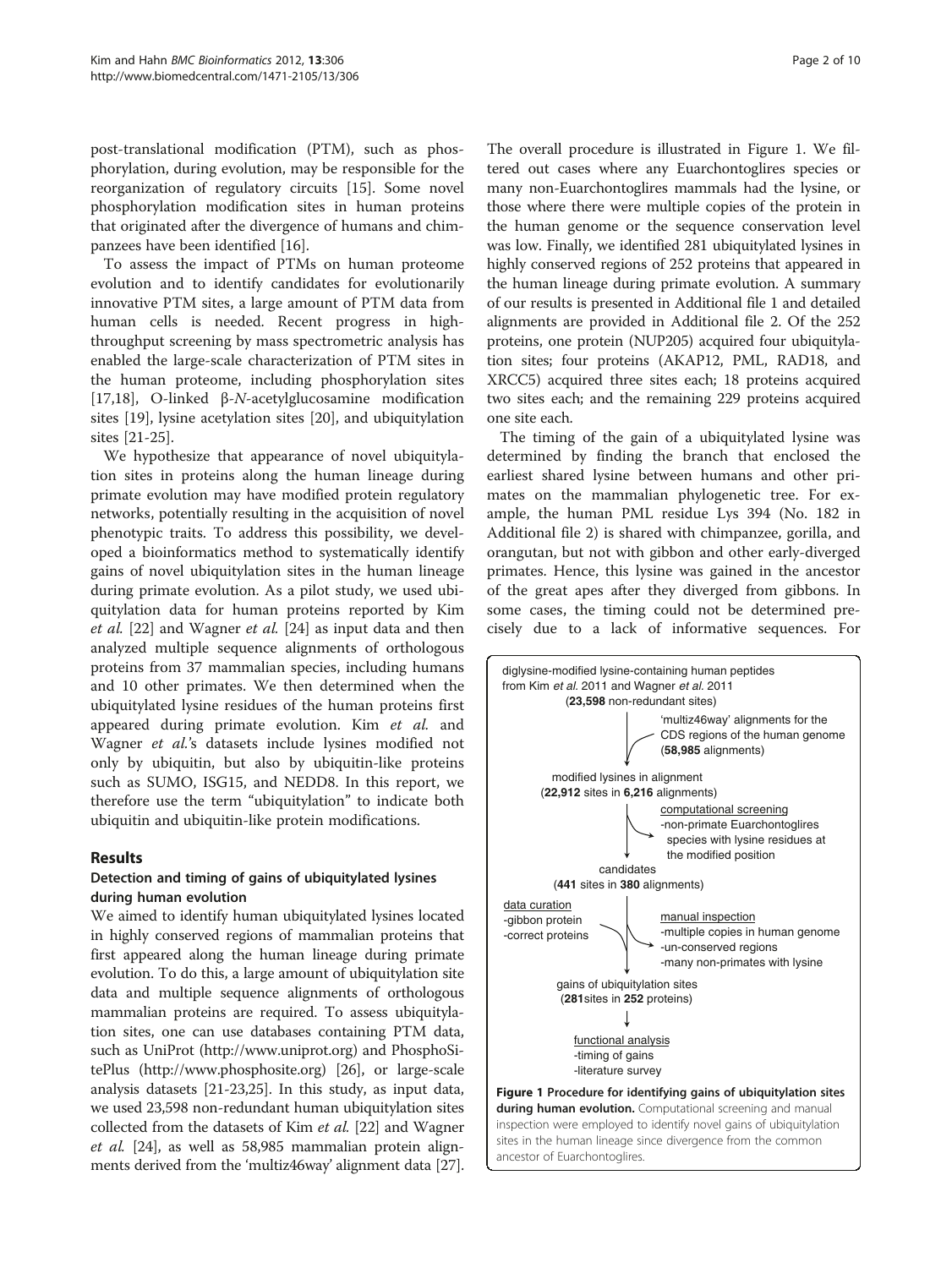post-translational modification (PTM), such as phosphorylation, during evolution, may be responsible for the reorganization of regulatory circuits [15]. Some novel phosphorylation modification sites in human proteins that originated after the divergence of humans and chimpanzees have been identified [16].

To assess the impact of PTMs on human proteome evolution and to identify candidates for evolutionarily innovative PTM sites, a large amount of PTM data from human cells is needed. Recent progress in high-throughput screening by mass spectrometric analysis has enabled the large-scale characterization of PTM sites in the human proteome, including phosphorylation sites [17,18], O-linked β-*N*-acetylglucosamine modification sites [19], lysine acetylation sites [20], and ubiquitylation sites [21-25].

We hypothesize that appearance of novel ubiquitylation sites in proteins along the human lineage during primate evolution may have modified protein regulatory networks, potentially resulting in the acquisition of novel phenotypic traits. To address this possibility, we developed a bioinformatics method to systematically identify gains of novel ubiquitylation sites in the human lineage during primate evolution. As a pilot study, we used ubiquitylation data for human proteins reported by Kim *et al.* [22] and Wagner *et al.* [24] as input data and then analyzed multiple sequence alignments of orthologous proteins from 37 mammalian species, including humans and 10 other primates. We then determined when the ubiquitylated lysine residues of the human proteins first appeared during primate evolution. Kim *et al.* and Wagner *et al.*'s datasets include lysines modified not only by ubiquitin, but also by ubiquitin-like proteins such as SUMO, ISG15, and NEDD8. In this report, we therefore use the term "ubiquitylation" to indicate both ubiquitin and ubiquitin-like protein modifications.

## Results

### Detection and timing of gains of ubiquitylated lysines during human evolution

We aimed to identify human ubiquitylated lysines located in highly conserved regions of mammalian proteins that first appeared along the human lineage during primate evolution. To do this, a large amount of ubiquitylation site data and multiple sequence alignments of orthologous mammalian proteins are required. To assess ubiquitylation sites, one can use databases containing PTM data, such as UniProt (http://www.uniprot.org) and PhosphoSitePlus (http://www.phosphosite.org) [26], or large-scale analysis datasets [21-23,25]. In this study, as input data, we used 23,598 non-redundant human ubiquitylation sites collected from the datasets of Kim *et al.* [22] and Wagner *et al.* [24], as well as 58,985 mammalian protein alignments derived from the 'multiz46way' alignment data [27].

The overall procedure is illustrated in Figure 1. We filtered out cases where any Euarchontoglires species or many non-Euarchontoglires mammals had the lysine, or those where there were multiple copies of the protein in the human genome or the sequence conservation level was low. Finally, we identified 281 ubiquitylated lysines in highly conserved regions of 252 proteins that appeared in the human lineage during primate evolution. A summary of our results is presented in Additional file 1 and detailed alignments are provided in Additional file 2. Of the 252 proteins, one protein (NUP205) acquired four ubiquitylation sites; four proteins (AKAP12, PML, RAD18, and XRCC5) acquired three sites each; 18 proteins acquired two sites each; and the remaining 229 proteins acquired one site each.

The timing of the gain of a ubiquitylated lysine was determined by finding the branch that enclosed the earliest shared lysine between humans and other primates on the mammalian phylogenetic tree. For example, the human PML residue Lys 394 (No. 182 in Additional file 2) is shared with chimpanzee, gorilla, and orangutan, but not with gibbon and other early-diverged primates. Hence, this lysine was gained in the ancestor of the great apes after they diverged from gibbons. In some cases, the timing could not be determined precisely due to a lack of informative sequences. For

diglysine-modified lysine-containing human peptides from Kim *et al.* 2011 and Wagner *et al.* 2011 (**23,598** non-redundant sites)

→ 'multiz46way' alignments for the CDS regions of the human genome (**58,985** alignments)

modified lysines in alignment (**22,912** sites in **6,216** alignments)

→ computational screening
- non-primate Euarchontoglires species with lysine residues at the modified position

candidates (**441** sites in **380** alignments)

→ data curation
- gibbon protein
- correct proteins

→ manual inspection
- multiple copies in human genome
- un-conserved regions
- many non-primates with lysine

gains of ubiquitylation sites (**281** sites in **252** proteins)

→ functional analysis
- timing of gains
- literature survey

**Figure 1 Procedure for identifying gains of ubiquitylation sites during human evolution.** Computational screening and manual inspection were employed to identify novel gains of ubiquitylation sites in the human lineage since divergence from the common ancestor of Euarchontoglires.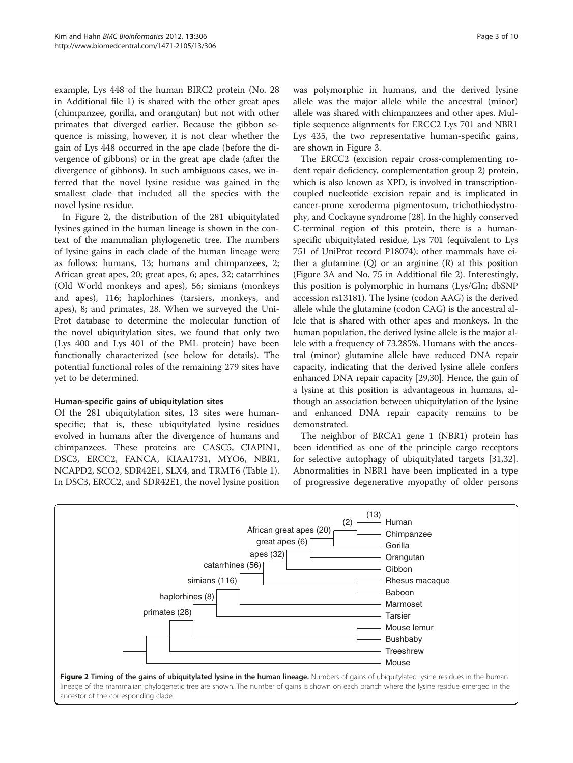example, Lys 448 of the human BIRC2 protein (No. 28 in Additional file 1) is shared with the other great apes (chimpanzee, gorilla, and orangutan) but not with other primates that diverged earlier. Because the gibbon sequence is missing, however, it is not clear whether the gain of Lys 448 occurred in the ape clade (before the divergence of gibbons) or in the great ape clade (after the divergence of gibbons). In such ambiguous cases, we inferred that the novel lysine residue was gained in the smallest clade that included all the species with the novel lysine residue.

In Figure 2, the distribution of the 281 ubiquitylated lysines gained in the human lineage is shown in the context of the mammalian phylogenetic tree. The numbers of lysine gains in each clade of the human lineage were as follows: humans, 13; humans and chimpanzees, 2; African great apes, 20; great apes, 6; apes, 32; catarrhines (Old World monkeys and apes), 56; simians (monkeys and apes), 116; haplorhines (tarsiers, monkeys, and apes), 8; and primates, 28. When we surveyed the UniProt database to determine the molecular function of the novel ubiquitylation sites, we found that only two (Lys 400 and Lys 401 of the PML protein) have been functionally characterized (see below for details). The potential functional roles of the remaining 279 sites have yet to be determined.

### Human-specific gains of ubiquitylation sites

Of the 281 ubiquitylation sites, 13 sites were human-specific; that is, these ubiquitylated lysine residues evolved in humans after the divergence of humans and chimpanzees. These proteins are CASC5, CIAPIN1, DSC3, ERCC2, FANCA, KIAA1731, MYO6, NBR1, NCAPD2, SCO2, SDR42E1, SLX4, and TRMT6 (Table 1). In DSC3, ERCC2, and SDR42E1, the novel lysine position was polymorphic in humans, and the derived lysine allele was the major allele while the ancestral (minor) allele was shared with chimpanzees and other apes. Multiple sequence alignments for ERCC2 Lys 701 and NBR1 Lys 435, the two representative human-specific gains, are shown in Figure 3.

The ERCC2 (excision repair cross-complementing rodent repair deficiency, complementation group 2) protein, which is also known as XPD, is involved in transcription-coupled nucleotide excision repair and is implicated in cancer-prone xeroderma pigmentosum, trichothiodystrophy, and Cockayne syndrome [28]. In the highly conserved C-terminal region of this protein, there is a human-specific ubiquitylated residue, Lys 701 (equivalent to Lys 751 of UniProt record P18074); other mammals have either a glutamine (Q) or an arginine (R) at this position (Figure 3A and No. 75 in Additional file 2). Interestingly, this position is polymorphic in humans (Lys/Gln; dbSNP accession rs13181). The lysine (codon AAG) is the derived allele while the glutamine (codon CAG) is the ancestral allele that is shared with other apes and monkeys. In the human population, the derived lysine allele is the major allele with a frequency of 73.285%. Humans with the ancestral (minor) glutamine allele have reduced DNA repair capacity, indicating that the derived lysine allele confers enhanced DNA repair capacity [29,30]. Hence, the gain of a lysine at this position is advantageous in humans, although an association between ubiquitylation of the lysine and enhanced DNA repair capacity remains to be demonstrated.

The neighbor of BRCA1 gene 1 (NBR1) protein has been identified as one of the principle cargo receptors for selective autophagy of ubiquitylated targets [31,32]. Abnormalities in NBR1 have been implicated in a type of progressive degenerative myopathy of older persons

**Figure 2 Timing of the gains of ubiquitylated lysine in the human lineage.** Numbers of gains of ubiquitylated lysine residues in the human lineage of the mammalian phylogenetic tree are shown. The number of gains is shown on each branch where the lysine residue emerged in the ancestor of the corresponding clade.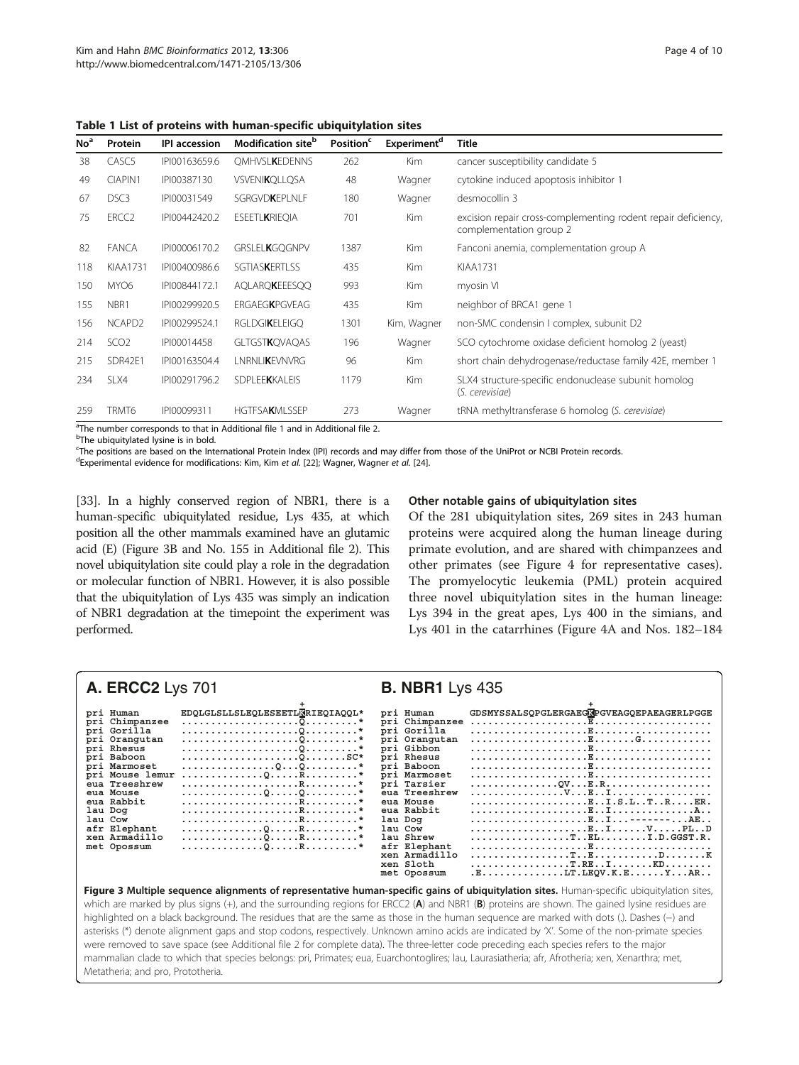**Table 1 List of proteins with human-specific ubiquitylation sites**

| No[a] | Protein | IPI accession | Modification site[b] | Position[c] | Experiment[d] | Title |
|---|---|---|---|---|---|---|
| 38 | CASC5 | IPI00163659.6 | QMHVSL**K**EDENNS | 262 | Kim | cancer susceptibility candidate 5 |
| 49 | CIAPIN1 | IPI00387130 | VSVENI**K**QLLQSA | 48 | Wagner | cytokine induced apoptosis inhibitor 1 |
| 67 | DSC3 | IPI00031549 | SGRGVD**K**EPLNLF | 180 | Wagner | desmocollin 3 |
| 75 | ERCC2 | IPI00442420.2 | ESEETL**K**RIEQIA | 701 | Kim | excision repair cross-complementing rodent repair deficiency, complementation group 2 |
| 82 | FANCA | IPI00006170.2 | GRSLEL**K**GQGNPV | 1387 | Kim | Fanconi anemia, complementation group A |
| 118 | KIAA1731 | IPI00400986.6 | SGTIAS**K**ERTLSS | 435 | Kim | KIAA1731 |
| 150 | MYO6 | IPI00844172.1 | AQLARQ**K**EEESQQ | 993 | Kim | myosin VI |
| 155 | NBR1 | IPI00299920.5 | ERGAEG**K**PGVEAG | 435 | Kim | neighbor of BRCA1 gene 1 |
| 156 | NCAPD2 | IPI00299524.1 | RGLDGI**K**ELEIGQ | 1301 | Kim, Wagner | non-SMC condensin I complex, subunit D2 |
| 214 | SCO2 | IPI00014458 | GLTGST**K**QVAQAS | 196 | Wagner | SCO cytochrome oxidase deficient homolog 2 (yeast) |
| 215 | SDR42E1 | IPI00163504.4 | LNRNLI**K**EVNVRG | 96 | Kim | short chain dehydrogenase/reductase family 42E, member 1 |
| 234 | SLX4 | IPI00291796.2 | SDPLEE**K**KALEIS | 1179 | Kim | SLX4 structure-specific endonuclease subunit homolog (*S. cerevisiae*) |
| 259 | TRMT6 | IPI00099311 | HGTFSA**K**MLSSEP | 273 | Wagner | tRNA methyltransferase 6 homolog (*S. cerevisiae*) |

[a]The number corresponds to that in Additional file 1 and in Additional file 2.
[b]The ubiquitylated lysine is in bold.
[c]The positions are based on the International Protein Index (IPI) records and may differ from those of the UniProt or NCBI Protein records.
[d]Experimental evidence for modifications: Kim, Kim *et al.* [22]; Wagner, Wagner *et al.* [24].

[33]. In a highly conserved region of NBR1, there is a human-specific ubiquitylated residue, Lys 435, at which position all the other mammals examined have an glutamic acid (E) (Figure 3B and No. 155 in Additional file 2). This novel ubiquitylation site could play a role in the degradation or molecular function of NBR1. However, it is also possible that the ubiquitylation of Lys 435 was simply an indication of NBR1 degradation at the timepoint the experiment was performed.

### Other notable gains of ubiquitylation sites

Of the 281 ubiquitylation sites, 269 sites in 243 human proteins were acquired along the human lineage during primate evolution, and are shared with chimpanzees and other primates (see Figure 4 for representative cases). The promyelocytic leukemia (PML) protein acquired three novel ubiquitylation sites in the human lineage: Lys 394 in the great apes, Lys 400 in the simians, and Lys 401 in the catarrhines (Figure 4A and Nos. 182–184

**A. ERCC2 Lys 701**

```
                                         +
pri Human          EDQLGLSLLSLEQLESEETLKRIEQIAQQL*
pri Chimpanzee     ....................Q.........*
pri Gorilla        ....................Q.........*
pri Orangutan      ....................Q.........*
pri Rhesus         ....................Q.........*
pri Baboon         ....................Q.......SC*
pri Marmoset       ..............Q.....Q.........*
pri Mouse lemur    ..............Q.....R.........*
eua Treeshrew      ....................R.........*
eua Mouse          ..............Q.....Q.........*
eua Rabbit         ....................R.........*
lau Dog            ....................R.........*
lau Cow            ....................R.........*
afr Elephant       ..............Q.....R.........*
xen Armadillo      ..............Q.....R.........*
met Opossum        ..............Q.....R.........*
```

**B. NBR1 Lys 435**

```
                                      +
pri Human          GDSMYSSALSQPGLERGAEGKPGVEAGQEPAEAGERLPGGE
pri Chimpanzee     ....................E....................
pri Gorilla        ....................E....................
pri Orangutan      ....................E.......G............
pri Gibbon         ....................E....................
pri Rhesus         ....................E....................
pri Baboon         ....................E....................
pri Marmoset       ....................E....................
pri Tarsier        ...............QV...E.R..................
eua Treeshrew      ................V...E..I.................
eua Mouse          ....................E..I.S.L..T..R....ER.
eua Rabbit         ....................E..I..............A..
lau Dog            ....................E..I...-------...AE..
lau Cow            ....................E..I......V.....PL..D
lau Shrew          .................T..EL........I.D.GGST.R.
afr Elephant       ....................E....................
xen Armadillo      .................T..E...........D.......K
xen Sloth          .................T.RE..I.......KD........
met Opossum        .E..............LT.LEQV.K.E......Y...AR..
```

**Figure 3 Multiple sequence alignments of representative human-specific gains of ubiquitylation sites.** Human-specific ubiquitylation sites, which are marked by plus signs (+), and the surrounding regions for ERCC2 (**A**) and NBR1 (**B**) proteins are shown. The gained lysine residues are highlighted on a black background. The residues that are the same as those in the human sequence are marked with dots (.). Dashes (–) and asterisks (*) denote alignment gaps and stop codons, respectively. Unknown amino acids are indicated by 'X'. Some of the non-primate species were removed to save space (see Additional file 2 for complete data). The three-letter code preceding each species refers to the major mammalian clade to which that species belongs: pri, Primates; eua, Euarchontoglires; lau, Laurasiatheria; afr, Afrotheria; xen, Xenarthra; met, Metatheria; and pro, Prototheria.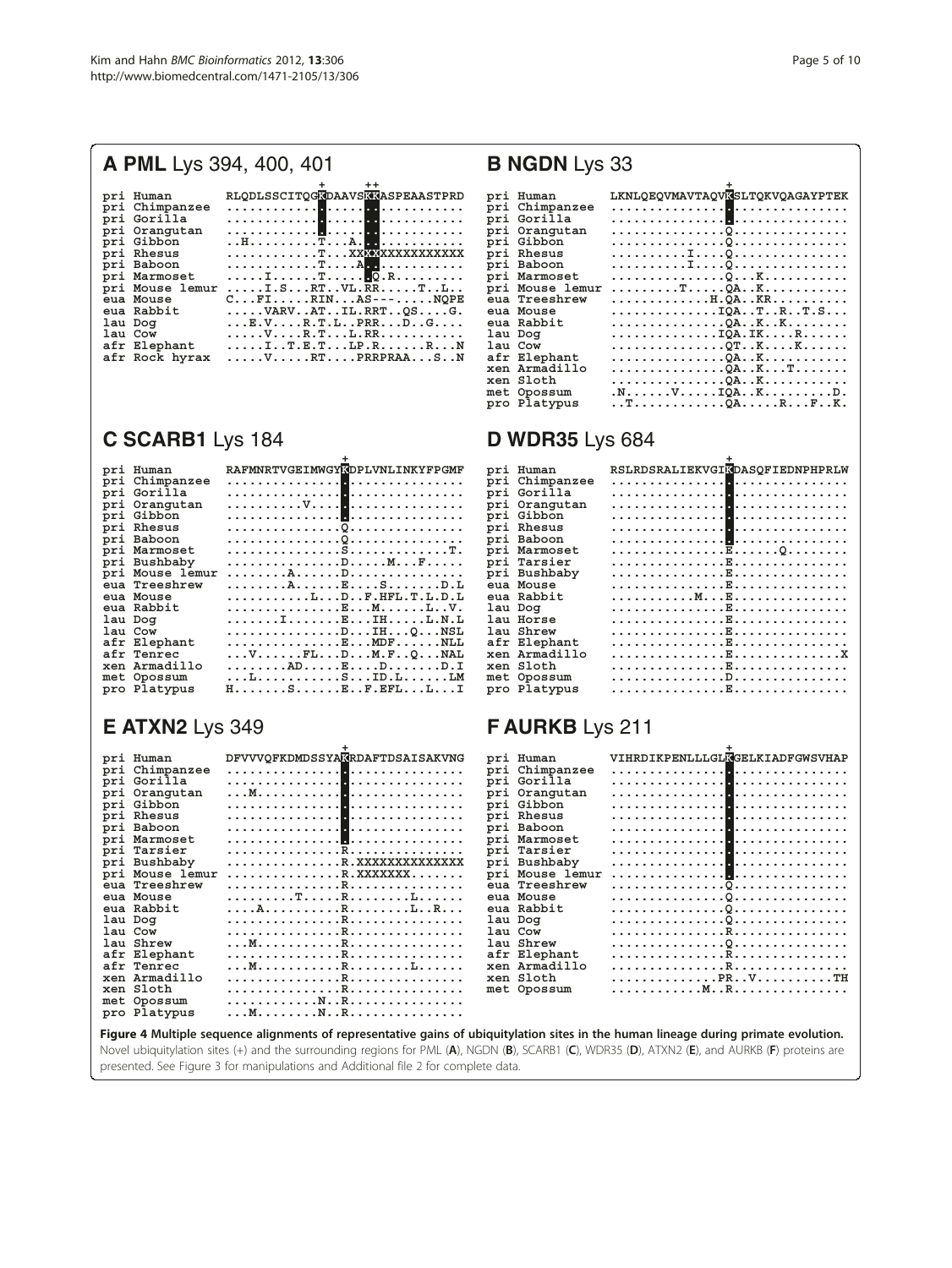## A PML Lys 394, 400, 401

```
                              +     ++
pri Human        RLQDLSSCITQGKDAAVSKKASPEAASTPRD
pri Chimpanzee   ............................
pri Gorilla      ............................
pri Orangutan    ............................
pri Gibbon       ..H.........T...A...........
pri Rhesus       ............T...XXXXXXXXXXXXXX
pri Baboon       ............T....A..........
pri Marmoset     .....I......T......Q.R.........
pri Mouse lemur  .....I.S...RT..VL.RR.....T..L..
eua Mouse        C...FI.....RIN...AS---.....NQPE
eua Rabbit       .....VARV..AT..IL.RRT..QS....G.
lau Dog          ...E.V....R.T.L..PRR...D..G....
lau Cow          .....V....R.T...L.RR...........
afr Elephant     .....I..T.E.T...LP.R.......R...N
afr Rock hyrax   .....V.....RT....PRRPRAA...S..N
```

## B NGDN Lys 33

```
                                +
pri Human        LKNLQEQVMAVTAQVKSLTQKVQAGAYPTEK
pri Chimpanzee   ...............................
pri Gorilla      ...............................
pri Orangutan    ...............Q...............
pri Gibbon       ...............Q...............
pri Rhesus       ..........I....Q...............
pri Baboon       ..........I....Q...............
pri Marmoset     ...............Q...K...........
pri Mouse lemur  .........T.....QA..K...........
eua Treeshrew    .............H.QA..KR..........
eua Mouse        ..............IQA..T..R..T.S...
eua Rabbit       ...............QA..K..K........
lau Dog          ..............IQA.IK....R......
lau Cow          ...............QT..K....K......
afr Elephant     ...............QA..K...........
xen Armadillo    ...............QA..K...T.......
xen Sloth        ...............QA..K...........
met Opossum      .N......V.....IQA..K.........D.
pro Platypus     ..T............QA.....R...F..K.
```

## C SCARB1 Lys 184

```
                                +
pri Human        RAFMNRTVGEIMWGYKDPLVNLINKYFPGMF
pri Chimpanzee   ...............................
pri Gorilla      ...............................
pri Orangutan    ..........V....................
pri Gibbon       ...............................
pri Rhesus       ...............Q...............
pri Baboon       ...............Q...............
pri Marmoset     ...............S.............T.
pri Bushbaby     ...............D......M...F....
pri Mouse lemur  .........A.....D...............
eua Treeshrew    .........A......E....S.......D.L
eua Mouse        ...........L...D..F.HFL.T.L.D.L
eua Rabbit       ...............E...M......L..V.
lau Dog          .......I........E...IH.....L.N.L
lau Cow          ...............D...IH...Q...NSL
afr Elephant     ...............E...MDF......NLL
afr Tenrec       ...V......FL...D...M.F..Q...NAL
xen Armadillo    ........AD......E....D.......D.I
met Opossum      ...L...........S...ID.L......LM
pro Platypus     H.......S.......E..F.EFL...L...I
```

## D WDR35 Lys 684

```
                                +
pri Human        RSLRDSRALIEKVGIKDASQFIEDNPHPRLW
pri Chimpanzee   ...............................
pri Gorilla      ...............................
pri Orangutan    ...............................
pri Gibbon       ...............................
pri Rhesus       ...............................
pri Baboon       ...............................
pri Marmoset     ...............E.......Q.......
pri Tarsier      ...............E...............
pri Bushbaby     ...............E...............
eua Mouse        ...............E...............
eua Rabbit       ...........M...E...............
lau Dog          ...............E...............
lau Horse        ...............E...............
lau Shrew        ...............E...............
afr Elephant     ...............E...............
xen Armadillo    ...............E..............X
xen Sloth        ...............E...............
met Opossum      ...............D...............
pro Platypus     ...............E...............
```

## E ATXN2 Lys 349

```
                                +
pri Human        DFVVVQFKDMDSSYAKRDAFTDSAISAKVNG
pri Chimpanzee   ...............................
pri Gorilla      ...............................
pri Orangutan    ...M...........................
pri Gibbon       ...............................
pri Rhesus       ...............................
pri Baboon       ...............................
pri Marmoset     ...............................
pri Tarsier      ...............R...............
pri Bushbaby     ...............R.XXXXXXXXXXXXX
pri Mouse lemur  ...............R.XXXXXXX.......
eua Treeshrew    ...............R...............
eua Mouse        .........T.....R........L......
eua Rabbit       ....A..........R........L..R...
lau Dog          ...............R...............
lau Cow          ...............R...............
lau Shrew        ...M...........R...............
afr Elephant     ...............R...............
afr Tenrec       ...M...........R........L......
xen Armadillo    ...............R...............
xen Sloth        ...............R...............
met Opossum      ............N..R...............
pro Platypus     ...M........N..R...............
```

## F AURKB Lys 211

```
                                +
pri Human        VIHRDIKPENLLLGLKGELKIADFGWSVHAP
pri Chimpanzee   ...............................
pri Gorilla      ...............................
pri Orangutan    ...............................
pri Gibbon       ...............................
pri Rhesus       ...............................
pri Baboon       ...............................
pri Marmoset     ...............................
pri Tarsier      ...............................
pri Bushbaby     ...............................
pri Mouse lemur  ...............................
eua Treeshrew    ...............Q...............
eua Mouse        ...............Q...............
eua Rabbit       ...............Q...............
lau Dog          ...............Q...............
lau Cow          ...............R...............
lau Shrew        ...............Q...............
afr Elephant     ...............R...............
xen Armadillo    ...............R...............
xen Sloth        ..............PR..V..........TH
met Opossum      ............M..R...............
```

**Figure 4 Multiple sequence alignments of representative gains of ubiquitylation sites in the human lineage during primate evolution.** Novel ubiquitylation sites (+) and the surrounding regions for PML (**A**), NGDN (**B**), SCARB1 (**C**), WDR35 (**D**), ATXN2 (**E**), and AURKB (**F**) proteins are presented. See Figure 3 for manipulations and Additional file 2 for complete data.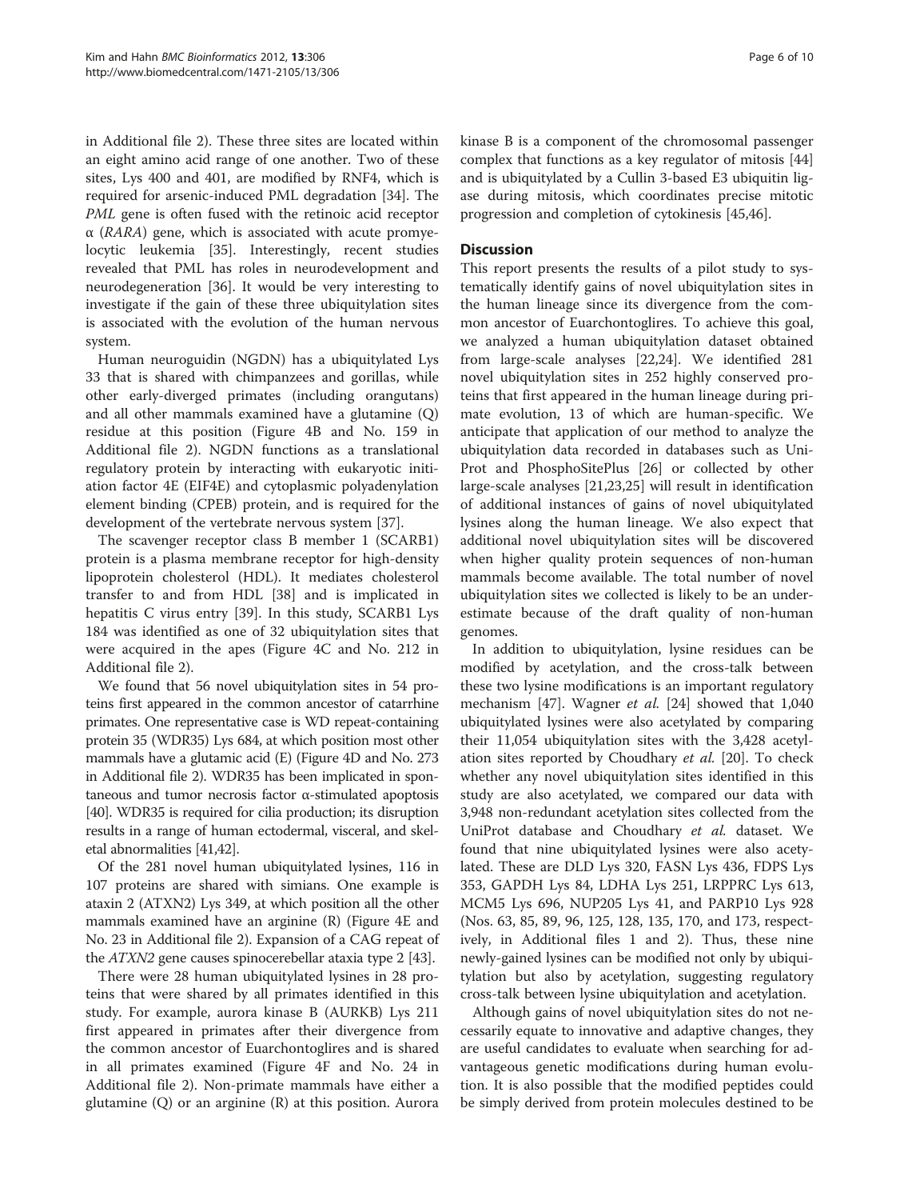in Additional file 2). These three sites are located within an eight amino acid range of one another. Two of these sites, Lys 400 and 401, are modified by RNF4, which is required for arsenic-induced PML degradation [34]. The *PML* gene is often fused with the retinoic acid receptor α (*RARA*) gene, which is associated with acute promyelocytic leukemia [35]. Interestingly, recent studies revealed that PML has roles in neurodevelopment and neurodegeneration [36]. It would be very interesting to investigate if the gain of these three ubiquitylation sites is associated with the evolution of the human nervous system.

Human neuroguidin (NGDN) has a ubiquitylated Lys 33 that is shared with chimpanzees and gorillas, while other early-diverged primates (including orangutans) and all other mammals examined have a glutamine (Q) residue at this position (Figure 4B and No. 159 in Additional file 2). NGDN functions as a translational regulatory protein by interacting with eukaryotic initiation factor 4E (EIF4E) and cytoplasmic polyadenylation element binding (CPEB) protein, and is required for the development of the vertebrate nervous system [37].

The scavenger receptor class B member 1 (SCARB1) protein is a plasma membrane receptor for high-density lipoprotein cholesterol (HDL). It mediates cholesterol transfer to and from HDL [38] and is implicated in hepatitis C virus entry [39]. In this study, SCARB1 Lys 184 was identified as one of 32 ubiquitylation sites that were acquired in the apes (Figure 4C and No. 212 in Additional file 2).

We found that 56 novel ubiquitylation sites in 54 proteins first appeared in the common ancestor of catarrhine primates. One representative case is WD repeat-containing protein 35 (WDR35) Lys 684, at which position most other mammals have a glutamic acid (E) (Figure 4D and No. 273 in Additional file 2). WDR35 has been implicated in spontaneous and tumor necrosis factor α-stimulated apoptosis [40]. WDR35 is required for cilia production; its disruption results in a range of human ectodermal, visceral, and skeletal abnormalities [41,42].

Of the 281 novel human ubiquitylated lysines, 116 in 107 proteins are shared with simians. One example is ataxin 2 (ATXN2) Lys 349, at which position all the other mammals examined have an arginine (R) (Figure 4E and No. 23 in Additional file 2). Expansion of a CAG repeat of the *ATXN2* gene causes spinocerebellar ataxia type 2 [43].

There were 28 human ubiquitylated lysines in 28 proteins that were shared by all primates identified in this study. For example, aurora kinase B (AURKB) Lys 211 first appeared in primates after their divergence from the common ancestor of Euarchontoglires and is shared in all primates examined (Figure 4F and No. 24 in Additional file 2). Non-primate mammals have either a glutamine (Q) or an arginine (R) at this position. Aurora kinase B is a component of the chromosomal passenger complex that functions as a key regulator of mitosis [44] and is ubiquitylated by a Cullin 3-based E3 ubiquitin ligase during mitosis, which coordinates precise mitotic progression and completion of cytokinesis [45,46].

## Discussion

This report presents the results of a pilot study to systematically identify gains of novel ubiquitylation sites in the human lineage since its divergence from the common ancestor of Euarchontoglires. To achieve this goal, we analyzed a human ubiquitylation dataset obtained from large-scale analyses [22,24]. We identified 281 novel ubiquitylation sites in 252 highly conserved proteins that first appeared in the human lineage during primate evolution, 13 of which are human-specific. We anticipate that application of our method to analyze the ubiquitylation data recorded in databases such as UniProt and PhosphoSitePlus [26] or collected by other large-scale analyses [21,23,25] will result in identification of additional instances of gains of novel ubiquitylated lysines along the human lineage. We also expect that additional novel ubiquitylation sites will be discovered when higher quality protein sequences of non-human mammals become available. The total number of novel ubiquitylation sites we collected is likely to be an underestimate because of the draft quality of non-human genomes.

In addition to ubiquitylation, lysine residues can be modified by acetylation, and the cross-talk between these two lysine modifications is an important regulatory mechanism [47]. Wagner *et al.* [24] showed that 1,040 ubiquitylated lysines were also acetylated by comparing their 11,054 ubiquitylation sites with the 3,428 acetylation sites reported by Choudhary *et al.* [20]. To check whether any novel ubiquitylation sites identified in this study are also acetylated, we compared our data with 3,948 non-redundant acetylation sites collected from the UniProt database and Choudhary *et al.* dataset. We found that nine ubiquitylated lysines were also acetylated. These are DLD Lys 320, FASN Lys 436, FDPS Lys 353, GAPDH Lys 84, LDHA Lys 251, LRPPRC Lys 613, MCM5 Lys 696, NUP205 Lys 41, and PARP10 Lys 928 (Nos. 63, 85, 89, 96, 125, 128, 135, 170, and 173, respectively, in Additional files 1 and 2). Thus, these nine newly-gained lysines can be modified not only by ubiquitylation but also by acetylation, suggesting regulatory cross-talk between lysine ubiquitylation and acetylation.

Although gains of novel ubiquitylation sites do not necessarily equate to innovative and adaptive changes, they are useful candidates to evaluate when searching for advantageous genetic modifications during human evolution. It is also possible that the modified peptides could be simply derived from protein molecules destined to be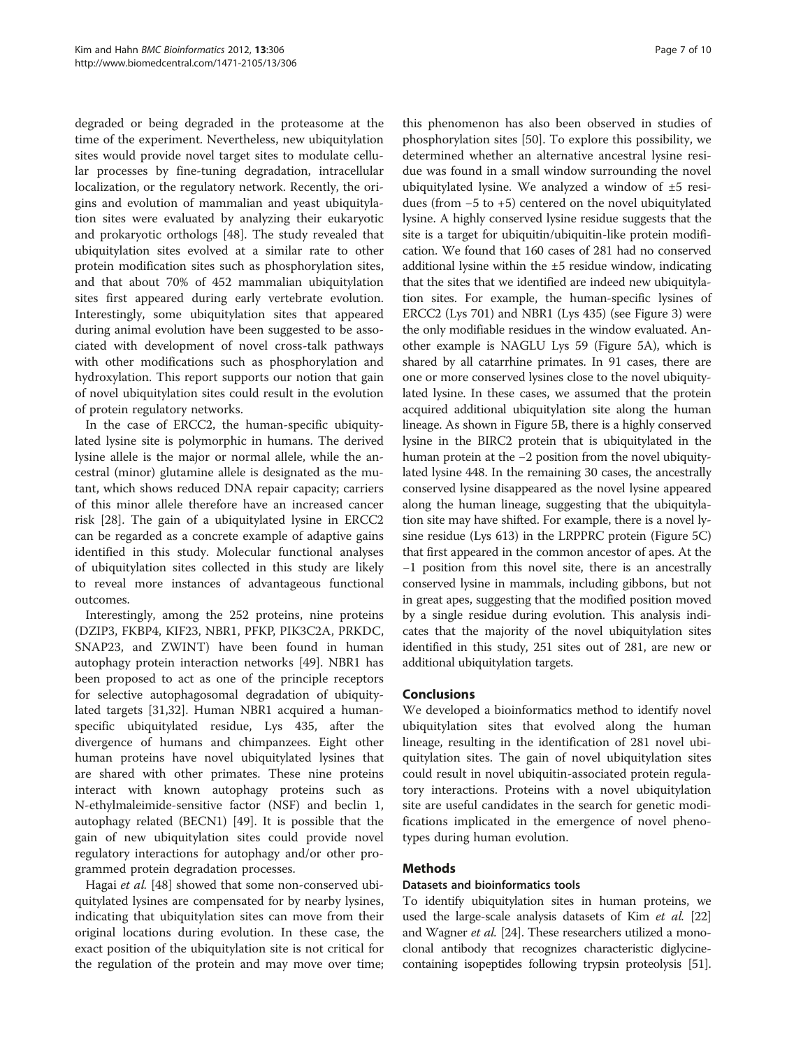degraded or being degraded in the proteasome at the time of the experiment. Nevertheless, new ubiquitylation sites would provide novel target sites to modulate cellular processes by fine-tuning degradation, intracellular localization, or the regulatory network. Recently, the origins and evolution of mammalian and yeast ubiquitylation sites were evaluated by analyzing their eukaryotic and prokaryotic orthologs [48]. The study revealed that ubiquitylation sites evolved at a similar rate to other protein modification sites such as phosphorylation sites, and that about 70% of 452 mammalian ubiquitylation sites first appeared during early vertebrate evolution. Interestingly, some ubiquitylation sites that appeared during animal evolution have been suggested to be associated with development of novel cross-talk pathways with other modifications such as phosphorylation and hydroxylation. This report supports our notion that gain of novel ubiquitylation sites could result in the evolution of protein regulatory networks.

In the case of ERCC2, the human-specific ubiquitylated lysine site is polymorphic in humans. The derived lysine allele is the major or normal allele, while the ancestral (minor) glutamine allele is designated as the mutant, which shows reduced DNA repair capacity; carriers of this minor allele therefore have an increased cancer risk [28]. The gain of a ubiquitylated lysine in ERCC2 can be regarded as a concrete example of adaptive gains identified in this study. Molecular functional analyses of ubiquitylation sites collected in this study are likely to reveal more instances of advantageous functional outcomes.

Interestingly, among the 252 proteins, nine proteins (DZIP3, FKBP4, KIF23, NBR1, PFKP, PIK3C2A, PRKDC, SNAP23, and ZWINT) have been found in human autophagy protein interaction networks [49]. NBR1 has been proposed to act as one of the principle receptors for selective autophagosomal degradation of ubiquitylated targets [31,32]. Human NBR1 acquired a human-specific ubiquitylated residue, Lys 435, after the divergence of humans and chimpanzees. Eight other human proteins have novel ubiquitylated lysines that are shared with other primates. These nine proteins interact with known autophagy proteins such as N-ethylmaleimide-sensitive factor (NSF) and beclin 1, autophagy related (BECN1) [49]. It is possible that the gain of new ubiquitylation sites could provide novel regulatory interactions for autophagy and/or other programmed protein degradation processes.

Hagai *et al.* [48] showed that some non-conserved ubiquitylated lysines are compensated for by nearby lysines, indicating that ubiquitylation sites can move from their original locations during evolution. In these case, the exact position of the ubiquitylation site is not critical for the regulation of the protein and may move over time; this phenomenon has also been observed in studies of phosphorylation sites [50]. To explore this possibility, we determined whether an alternative ancestral lysine residue was found in a small window surrounding the novel ubiquitylated lysine. We analyzed a window of ±5 residues (from −5 to +5) centered on the novel ubiquitylated lysine. A highly conserved lysine residue suggests that the site is a target for ubiquitin/ubiquitin-like protein modification. We found that 160 cases of 281 had no conserved additional lysine within the ±5 residue window, indicating that the sites that we identified are indeed new ubiquitylation sites. For example, the human-specific lysines of ERCC2 (Lys 701) and NBR1 (Lys 435) (see Figure 3) were the only modifiable residues in the window evaluated. Another example is NAGLU Lys 59 (Figure 5A), which is shared by all catarrhine primates. In 91 cases, there are one or more conserved lysines close to the novel ubiquitylated lysine. In these cases, we assumed that the protein acquired additional ubiquitylation site along the human lineage. As shown in Figure 5B, there is a highly conserved lysine in the BIRC2 protein that is ubiquitylated in the human protein at the −2 position from the novel ubiquitylated lysine 448. In the remaining 30 cases, the ancestrally conserved lysine disappeared as the novel lysine appeared along the human lineage, suggesting that the ubiquitylation site may have shifted. For example, there is a novel lysine residue (Lys 613) in the LRPPRC protein (Figure 5C) that first appeared in the common ancestor of apes. At the −1 position from this novel site, there is an ancestrally conserved lysine in mammals, including gibbons, but not in great apes, suggesting that the modified position moved by a single residue during evolution. This analysis indicates that the majority of the novel ubiquitylation sites identified in this study, 251 sites out of 281, are new or additional ubiquitylation targets.

## Conclusions

We developed a bioinformatics method to identify novel ubiquitylation sites that evolved along the human lineage, resulting in the identification of 281 novel ubiquitylation sites. The gain of novel ubiquitylation sites could result in novel ubiquitin-associated protein regulatory interactions. Proteins with a novel ubiquitylation site are useful candidates in the search for genetic modifications implicated in the emergence of novel phenotypes during human evolution.

## Methods

### Datasets and bioinformatics tools

To identify ubiquitylation sites in human proteins, we used the large-scale analysis datasets of Kim *et al.* [22] and Wagner *et al.* [24]. These researchers utilized a monoclonal antibody that recognizes characteristic diglycine-containing isopeptides following trypsin proteolysis [51].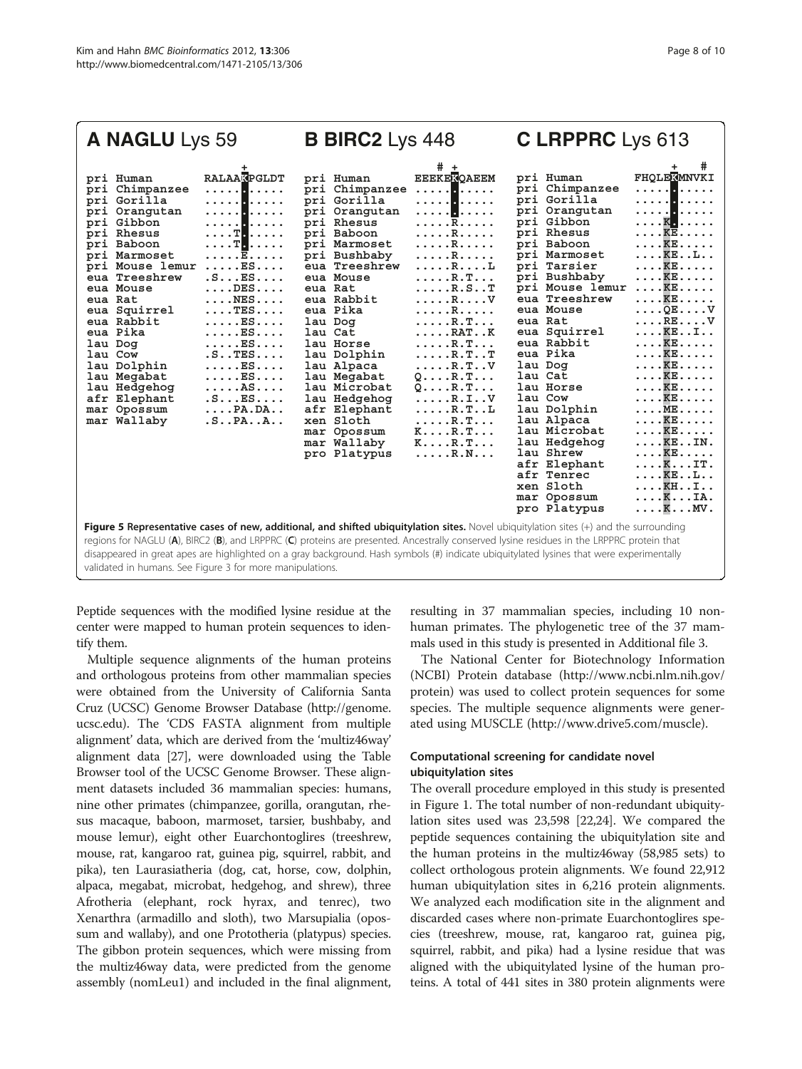**A NAGLU Lys 59**

| | + |
|---|---|
| pri Human | RALAAKPGLDT |
| pri Chimpanzee | ..... ..... |
| pri Gorilla | ..... ..... |
| pri Orangutan | ..... ..... |
| pri Gibbon | ..... ..... |
| pri Rhesus | ....T ..... |
| pri Baboon | ....T ..... |
| pri Marmoset | .....E..... |
| pri Mouse lemur | .....ES.... |
| eua Treeshrew | .S...ES.... |
| eua Mouse | ....DES.... |
| eua Rat | ....NES.... |
| eua Squirrel | ....TES.... |
| eua Rabbit | .....ES.... |
| eua Pika | .....ES.... |
| lau Dog | .....ES.... |
| lau Cow | .S..TES.... |
| lau Dolphin | .....ES.... |
| lau Megabat | .....ES.... |
| lau Hedgehog | .....AS.... |
| afr Elephant | .S...ES.... |
| mar Opossum | ....PA.DA.. |
| mar Wallaby | .S..PA..A.. |

**B BIRC2 Lys 448**

| | # + |
|---|---|
| pri Human | EEEKEKQAEEM |
| pri Chimpanzee | ..... ..... |
| pri Gorilla | ..... ..... |
| pri Orangutan | ..... ..... |
| pri Rhesus | .....R..... |
| pri Baboon | .....R..... |
| pri Marmoset | .....R..... |
| pri Bushbaby | .....R..... |
| eua Treeshrew | .....R....L |
| eua Mouse | .....R.T... |
| eua Rat | .....R.S..T |
| eua Rabbit | .....R....V |
| eua Pika | .....R..... |
| lau Dog | .....R.T... |
| lau Cat | .....RAT..K |
| lau Horse | .....R.T... |
| lau Dolphin | .....R.T..T |
| lau Alpaca | .....R.T..V |
| lau Megabat | Q....R.T... |
| lau Microbat | Q....R.T... |
| lau Hedgehog | .....R.I..V |
| afr Elephant | .....R.T..L |
| xen Sloth | .....R.T... |
| mar Opossum | K....R.T... |
| mar Wallaby | K....R.T... |
| pro Platypus | .....R.N... |

**C LRPPRC Lys 613**

| | + # |
|---|---|
| pri Human | FHQLEKMNVKI |
| pri Chimpanzee | ..... ..... |
| pri Gorilla | ..... ..... |
| pri Orangutan | ..... ..... |
| pri Gibbon | ....K ..... |
| pri Rhesus | ....KE..... |
| pri Baboon | ....KE..... |
| pri Marmoset | ....KE..L.. |
| pri Tarsier | ....KE..... |
| pri Bushbaby | ....KE..... |
| pri Mouse lemur | ....KE..... |
| eua Treeshrew | ....KE..... |
| eua Mouse | ....QE....V |
| eua Rat | ....RE....V |
| eua Squirrel | ....KE..I.. |
| eua Rabbit | ....KE..... |
| eua Pika | ....KE..... |
| lau Dog | ....KE..... |
| lau Cat | ....KE..... |
| lau Horse | ....KE..... |
| lau Cow | ....KE..... |
| lau Dolphin | ....ME..... |
| lau Alpaca | ....KE..... |
| lau Microbat | ....KE..... |
| lau Hedgehog | ....KE..IN. |
| lau Shrew | ....KE..... |
| afr Elephant | ....K...IT. |
| afr Tenrec | ....KE..L.. |
| xen Sloth | ....KH..I.. |
| mar Opossum | ....K...IA. |
| pro Platypus | ....K...MV. |

**Figure 5 Representative cases of new, additional, and shifted ubiquitylation sites.** Novel ubiquitylation sites (+) and the surrounding regions for NAGLU (**A**), BIRC2 (**B**), and LRPPRC (**C**) proteins are presented. Ancestrally conserved lysine residues in the LRPPRC protein that disappeared in great apes are highlighted on a gray background. Hash symbols (#) indicate ubiquitylated lysines that were experimentally validated in humans. See Figure 3 for more manipulations.

Peptide sequences with the modified lysine residue at the center were mapped to human protein sequences to identify them.

Multiple sequence alignments of the human proteins and orthologous proteins from other mammalian species were obtained from the University of California Santa Cruz (UCSC) Genome Browser Database (http://genome.ucsc.edu). The 'CDS FASTA alignment from multiple alignment' data, which are derived from the 'multiz46way' alignment data [27], were downloaded using the Table Browser tool of the UCSC Genome Browser. These alignment datasets included 36 mammalian species: humans, nine other primates (chimpanzee, gorilla, orangutan, rhesus macaque, baboon, marmoset, tarsier, bushbaby, and mouse lemur), eight other Euarchontoglires (treeshrew, mouse, rat, kangaroo rat, guinea pig, squirrel, rabbit, and pika), ten Laurasiatheria (dog, cat, horse, cow, dolphin, alpaca, megabat, microbat, hedgehog, and shrew), three Afrotheria (elephant, rock hyrax, and tenrec), two Xenarthra (armadillo and sloth), two Marsupialia (opossum and wallaby), and one Prototheria (platypus) species. The gibbon protein sequences, which were missing from the multiz46way data, were predicted from the genome assembly (nomLeu1) and included in the final alignment, resulting in 37 mammalian species, including 10 non-human primates. The phylogenetic tree of the 37 mammals used in this study is presented in Additional file 3.

The National Center for Biotechnology Information (NCBI) Protein database (http://www.ncbi.nlm.nih.gov/protein) was used to collect protein sequences for some species. The multiple sequence alignments were generated using MUSCLE (http://www.drive5.com/muscle).

### Computational screening for candidate novel ubiquitylation sites

The overall procedure employed in this study is presented in Figure 1. The total number of non-redundant ubiquitylation sites used was 23,598 [22,24]. We compared the peptide sequences containing the ubiquitylation site and the human proteins in the multiz46way (58,985 sets) to collect orthologous protein alignments. We found 22,912 human ubiquitylation sites in 6,216 protein alignments. We analyzed each modification site in the alignment and discarded cases where non-primate Euarchontoglires species (treeshrew, mouse, rat, kangaroo rat, guinea pig, squirrel, rabbit, and pika) had a lysine residue that was aligned with the ubiquitylated lysine of the human proteins. A total of 441 sites in 380 protein alignments were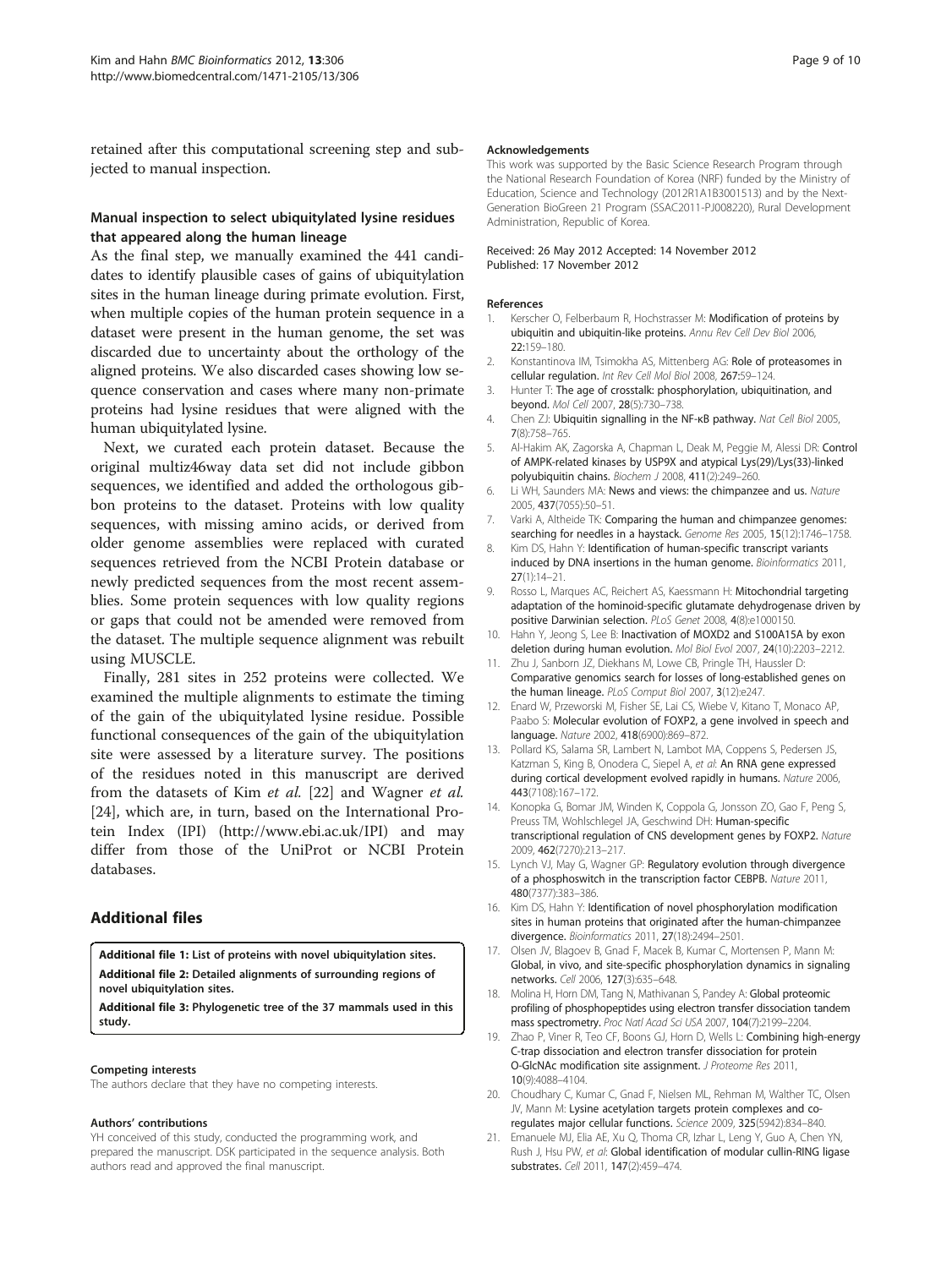retained after this computational screening step and subjected to manual inspection.

### Manual inspection to select ubiquitylated lysine residues that appeared along the human lineage

As the final step, we manually examined the 441 candidates to identify plausible cases of gains of ubiquitylation sites in the human lineage during primate evolution. First, when multiple copies of the human protein sequence in a dataset were present in the human genome, the set was discarded due to uncertainty about the orthology of the aligned proteins. We also discarded cases showing low sequence conservation and cases where many non-primate proteins had lysine residues that were aligned with the human ubiquitylated lysine.

Next, we curated each protein dataset. Because the original multiz46way data set did not include gibbon sequences, we identified and added the orthologous gibbon proteins to the dataset. Proteins with low quality sequences, with missing amino acids, or derived from older genome assemblies were replaced with curated sequences retrieved from the NCBI Protein database or newly predicted sequences from the most recent assemblies. Some protein sequences with low quality regions or gaps that could not be amended were removed from the dataset. The multiple sequence alignment was rebuilt using MUSCLE.

Finally, 281 sites in 252 proteins were collected. We examined the multiple alignments to estimate the timing of the gain of the ubiquitylated lysine residue. Possible functional consequences of the gain of the ubiquitylation site were assessed by a literature survey. The positions of the residues noted in this manuscript are derived from the datasets of Kim *et al.* [22] and Wagner *et al.* [24], which are, in turn, based on the International Protein Index (IPI) (http://www.ebi.ac.uk/IPI) and may differ from those of the UniProt or NCBI Protein databases.

## Additional files

**Additional file 1: List of proteins with novel ubiquitylation sites.**

**Additional file 2: Detailed alignments of surrounding regions of novel ubiquitylation sites.**

**Additional file 3: Phylogenetic tree of the 37 mammals used in this study.**

#### Competing interests

The authors declare that they have no competing interests.

#### Authors' contributions

YH conceived of this study, conducted the programming work, and prepared the manuscript. DSK participated in the sequence analysis. Both authors read and approved the final manuscript.

#### Acknowledgements

This work was supported by the Basic Science Research Program through the National Research Foundation of Korea (NRF) funded by the Ministry of Education, Science and Technology (2012R1A1B3001513) and by the Next-Generation BioGreen 21 Program (SSAC2011-PJ008220), Rural Development Administration, Republic of Korea.

Received: 26 May 2012 Accepted: 14 November 2012
Published: 17 November 2012

#### References

1. Kerscher O, Felberbaum R, Hochstrasser M: **Modification of proteins by ubiquitin and ubiquitin-like proteins.** *Annu Rev Cell Dev Biol* 2006, **22**:159–180.
2. Konstantinova IM, Tsimokha AS, Mittenberg AG: **Role of proteasomes in cellular regulation.** *Int Rev Cell Mol Biol* 2008, **267**:59–124.
3. Hunter T: **The age of crosstalk: phosphorylation, ubiquitination, and beyond.** *Mol Cell* 2007, **28**(5):730–738.
4. Chen ZJ: **Ubiquitin signalling in the NF-κB pathway.** *Nat Cell Biol* 2005, **7**(8):758–765.
5. Al-Hakim AK, Zagorska A, Chapman L, Deak M, Peggie M, Alessi DR: **Control of AMPK-related kinases by USP9X and atypical Lys(29)/Lys(33)-linked polyubiquitin chains.** *Biochem J* 2008, **411**(2):249–260.
6. Li WH, Saunders MA: **News and views: the chimpanzee and us.** *Nature* 2005, **437**(7055):50–51.
7. Varki A, Altheide TK: **Comparing the human and chimpanzee genomes: searching for needles in a haystack.** *Genome Res* 2005, **15**(12):1746–1758.
8. Kim DS, Hahn Y: **Identification of human-specific transcript variants induced by DNA insertions in the human genome.** *Bioinformatics* 2011, **27**(1):14–21.
9. Rosso L, Marques AC, Reichert AS, Kaessmann H: **Mitochondrial targeting adaptation of the hominoid-specific glutamate dehydrogenase driven by positive Darwinian selection.** *PLoS Genet* 2008, **4**(8):e1000150.
10. Hahn Y, Jeong S, Lee B: **Inactivation of MOXD2 and S100A15A by exon deletion during human evolution.** *Mol Biol Evol* 2007, **24**(10):2203–2212.
11. Zhu J, Sanborn JZ, Diekhans M, Lowe CB, Pringle TH, Haussler D: **Comparative genomics search for losses of long-established genes on the human lineage.** *PLoS Comput Biol* 2007, **3**(12):e247.
12. Enard W, Przeworski M, Fisher SE, Lai CS, Wiebe V, Kitano T, Monaco AP, Paabo S: **Molecular evolution of FOXP2, a gene involved in speech and language.** *Nature* 2002, **418**(6900):869–872.
13. Pollard KS, Salama SR, Lambert N, Lambot MA, Coppens S, Pedersen JS, Katzman S, King B, Onodera C, Siepel A, *et al*: **An RNA gene expressed during cortical development evolved rapidly in humans.** *Nature* 2006, **443**(7108):167–172.
14. Konopka G, Bomar JM, Winden K, Coppola G, Jonsson ZO, Gao F, Peng S, Preuss TM, Wohlschlegel JA, Geschwind DH: **Human-specific transcriptional regulation of CNS development genes by FOXP2.** *Nature* 2009, **462**(7270):213–217.
15. Lynch VJ, May G, Wagner GP: **Regulatory evolution through divergence of a phosphoswitch in the transcription factor CEBPB.** *Nature* 2011, **480**(7377):383–386.
16. Kim DS, Hahn Y: **Identification of novel phosphorylation modification sites in human proteins that originated after the human-chimpanzee divergence.** *Bioinformatics* 2011, **27**(18):2494–2501.
17. Olsen JV, Blagoev B, Gnad F, Macek B, Kumar C, Mortensen P, Mann M: **Global, in vivo, and site-specific phosphorylation dynamics in signaling networks.** *Cell* 2006, **127**(3):635–648.
18. Molina H, Horn DM, Tang N, Mathivanan S, Pandey A: **Global proteomic profiling of phosphopeptides using electron transfer dissociation tandem mass spectrometry.** *Proc Natl Acad Sci USA* 2007, **104**(7):2199–2204.
19. Zhao P, Viner R, Teo CF, Boons GJ, Horn D, Wells L: **Combining high-energy C-trap dissociation and electron transfer dissociation for protein O-GlcNAc modification site assignment.** *J Proteome Res* 2011, **10**(9):4088–4104.
20. Choudhary C, Kumar C, Gnad F, Nielsen ML, Rehman M, Walther TC, Olsen JV, Mann M: **Lysine acetylation targets protein complexes and co-regulates major cellular functions.** *Science* 2009, **325**(5942):834–840.
21. Emanuele MJ, Elia AE, Xu Q, Thoma CR, Izhar L, Leng Y, Guo A, Chen YN, Rush J, Hsu PW, *et al*: **Global identification of modular cullin-RING ligase substrates.** *Cell* 2011, **147**(2):459–474.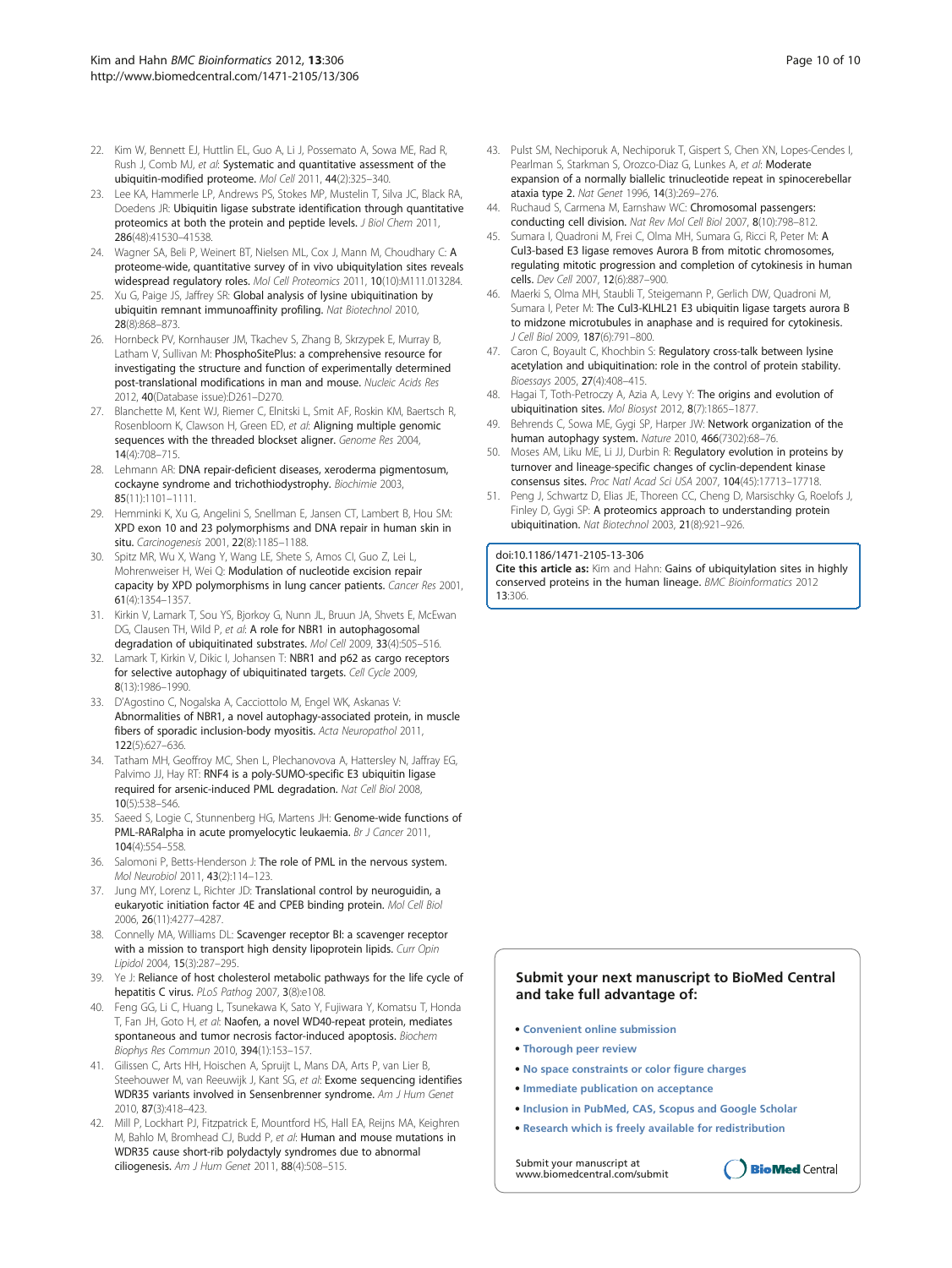22. Kim W, Bennett EJ, Huttlin EL, Guo A, Li J, Possemato A, Sowa ME, Rad R, Rush J, Comb MJ, *et al*: **Systematic and quantitative assessment of the ubiquitin-modified proteome.** *Mol Cell* 2011, **44**(2):325–340.
23. Lee KA, Hammerle LP, Andrews PS, Stokes MP, Mustelin T, Silva JC, Black RA, Doedens JR: **Ubiquitin ligase substrate identification through quantitative proteomics at both the protein and peptide levels.** *J Biol Chem* 2011, **286**(48):41530–41538.
24. Wagner SA, Beli P, Weinert BT, Nielsen ML, Cox J, Mann M, Choudhary C: **A proteome-wide, quantitative survey of in vivo ubiquitylation sites reveals widespread regulatory roles.** *Mol Cell Proteomics* 2011, **10**(10):M111.013284.
25. Xu G, Paige JS, Jaffrey SR: **Global analysis of lysine ubiquitination by ubiquitin remnant immunoaffinity profiling.** *Nat Biotechnol* 2010, **28**(8):868–873.
26. Hornbeck PV, Kornhauser JM, Tkachev S, Zhang B, Skrzypek E, Murray B, Latham V, Sullivan M: **PhosphoSitePlus: a comprehensive resource for investigating the structure and function of experimentally determined post-translational modifications in man and mouse.** *Nucleic Acids Res* 2012, **40**(Database issue):D261–D270.
27. Blanchette M, Kent WJ, Riemer C, Elnitski L, Smit AF, Roskin KM, Baertsch R, Rosenbloom K, Clawson H, Green ED, *et al*: **Aligning multiple genomic sequences with the threaded blockset aligner.** *Genome Res* 2004, **14**(4):708–715.
28. Lehmann AR: **DNA repair-deficient diseases, xeroderma pigmentosum, cockayne syndrome and trichothiodystrophy.** *Biochimie* 2003, **85**(11):1101–1111.
29. Hemminki K, Xu G, Angelini S, Snellman E, Jansen CT, Lambert B, Hou SM: **XPD exon 10 and 23 polymorphisms and DNA repair in human skin in situ.** *Carcinogenesis* 2001, **22**(8):1185–1188.
30. Spitz MR, Wu X, Wang Y, Wang LE, Shete S, Amos CI, Guo Z, Lei L, Mohrenweiser H, Wei Q: **Modulation of nucleotide excision repair capacity by XPD polymorphisms in lung cancer patients.** *Cancer Res* 2001, **61**(4):1354–1357.
31. Kirkin V, Lamark T, Sou YS, Bjorkoy G, Nunn JL, Bruun JA, Shvets E, McEwan DG, Clausen TH, Wild P, *et al*: **A role for NBR1 in autophagosomal degradation of ubiquitinated substrates.** *Mol Cell* 2009, **33**(4):505–516.
32. Lamark T, Kirkin V, Dikic I, Johansen T: **NBR1 and p62 as cargo receptors for selective autophagy of ubiquitinated targets.** *Cell Cycle* 2009, **8**(13):1986–1990.
33. D'Agostino C, Nogalska A, Cacciottolo M, Engel WK, Askanas V: **Abnormalities of NBR1, a novel autophagy-associated protein, in muscle fibers of sporadic inclusion-body myositis.** *Acta Neuropathol* 2011, **122**(5):627–636.
34. Tatham MH, Geoffroy MC, Shen L, Plechanovova A, Hattersley N, Jaffray EG, Palvimo JJ, Hay RT: **RNF4 is a poly-SUMO-specific E3 ubiquitin ligase required for arsenic-induced PML degradation.** *Nat Cell Biol* 2008, **10**(5):538–546.
35. Saeed S, Logie C, Stunnenberg HG, Martens JH: **Genome-wide functions of PML-RARalpha in acute promyelocytic leukaemia.** *Br J Cancer* 2011, **104**(4):554–558.
36. Salomoni P, Betts-Henderson J: **The role of PML in the nervous system.** *Mol Neurobiol* 2011, **43**(2):114–123.
37. Jung MY, Lorenz L, Richter JD: **Translational control by neuroguidin, a eukaryotic initiation factor 4E and CPEB binding protein.** *Mol Cell Biol* 2006, **26**(11):4277–4287.
38. Connelly MA, Williams DL: **Scavenger receptor BI: a scavenger receptor with a mission to transport high density lipoprotein lipids.** *Curr Opin Lipidol* 2004, **15**(3):287–295.
39. Ye J: **Reliance of host cholesterol metabolic pathways for the life cycle of hepatitis C virus.** *PLoS Pathog* 2007, **3**(8):e108.
40. Feng GG, Li C, Huang L, Tsunekawa K, Sato Y, Fujiwara Y, Komatsu T, Honda T, Fan JH, Goto H, *et al*: **Naofen, a novel WD40-repeat protein, mediates spontaneous and tumor necrosis factor-induced apoptosis.** *Biochem Biophys Res Commun* 2010, **394**(1):153–157.
41. Gilissen C, Arts HH, Hoischen A, Spruijt L, Mans DA, Arts P, van Lier B, Steehouwer M, van Reeuwijk J, Kant SG, *et al*: **Exome sequencing identifies WDR35 variants involved in Sensenbrenner syndrome.** *Am J Hum Genet* 2010, **87**(3):418–423.
42. Mill P, Lockhart PJ, Fitzpatrick E, Mountford HS, Hall EA, Reijns MA, Keighren M, Bahlo M, Bromhead CJ, Budd P, *et al*: **Human and mouse mutations in WDR35 cause short-rib polydactyly syndromes due to abnormal ciliogenesis.** *Am J Hum Genet* 2011, **88**(4):508–515.
43. Pulst SM, Nechiporuk A, Nechiporuk T, Gispert S, Chen XN, Lopes-Cendes I, Pearlman S, Starkman S, Orozco-Diaz G, Lunkes A, *et al*: **Moderate expansion of a normally biallelic trinucleotide repeat in spinocerebellar ataxia type 2.** *Nat Genet* 1996, **14**(3):269–276.
44. Ruchaud S, Carmena M, Earnshaw WC: **Chromosomal passengers: conducting cell division.** *Nat Rev Mol Cell Biol* 2007, **8**(10):798–812.
45. Sumara I, Quadroni M, Frei C, Olma MH, Sumara G, Ricci R, Peter M: **A Cul3-based E3 ligase removes Aurora B from mitotic chromosomes, regulating mitotic progression and completion of cytokinesis in human cells.** *Dev Cell* 2007, **12**(6):887–900.
46. Maerki S, Olma MH, Staubli T, Steigemann P, Gerlich DW, Quadroni M, Sumara I, Peter M: **The Cul3-KLHL21 E3 ubiquitin ligase targets aurora B to midzone microtubules in anaphase and is required for cytokinesis.** *J Cell Biol* 2009, **187**(6):791–800.
47. Caron C, Boyault C, Khochbin S: **Regulatory cross-talk between lysine acetylation and ubiquitination: role in the control of protein stability.** *Bioessays* 2005, **27**(4):408–415.
48. Hagai T, Toth-Petroczy A, Azia A, Levy Y: **The origins and evolution of ubiquitination sites.** *Mol Biosyst* 2012, **8**(7):1865–1877.
49. Behrends C, Sowa ME, Gygi SP, Harper JW: **Network organization of the human autophagy system.** *Nature* 2010, **466**(7302):68–76.
50. Moses AM, Liku ME, Li JJ, Durbin R: **Regulatory evolution in proteins by turnover and lineage-specific changes of cyclin-dependent kinase consensus sites.** *Proc Natl Acad Sci USA* 2007, **104**(45):17713–17718.
51. Peng J, Schwartz D, Elias JE, Thoreen CC, Cheng D, Marsischky G, Roelofs J, Finley D, Gygi SP: **A proteomics approach to understanding protein ubiquitination.** *Nat Biotechnol* 2003, **21**(8):921–926.

doi:10.1186/1471-2105-13-306

**Cite this article as:** Kim and Hahn: Gains of ubiquitylation sites in highly conserved proteins in the human lineage. *BMC Bioinformatics* 2012 **13**:306.

**Submit your next manuscript to BioMed Central and take full advantage of:**

- **Convenient online submission**
- **Thorough peer review**
- **No space constraints or color figure charges**
- **Immediate publication on acceptance**
- **Inclusion in PubMed, CAS, Scopus and Google Scholar**
- **Research which is freely available for redistribution**

Submit your manuscript at www.biomedcentral.com/submit

BioMed Central